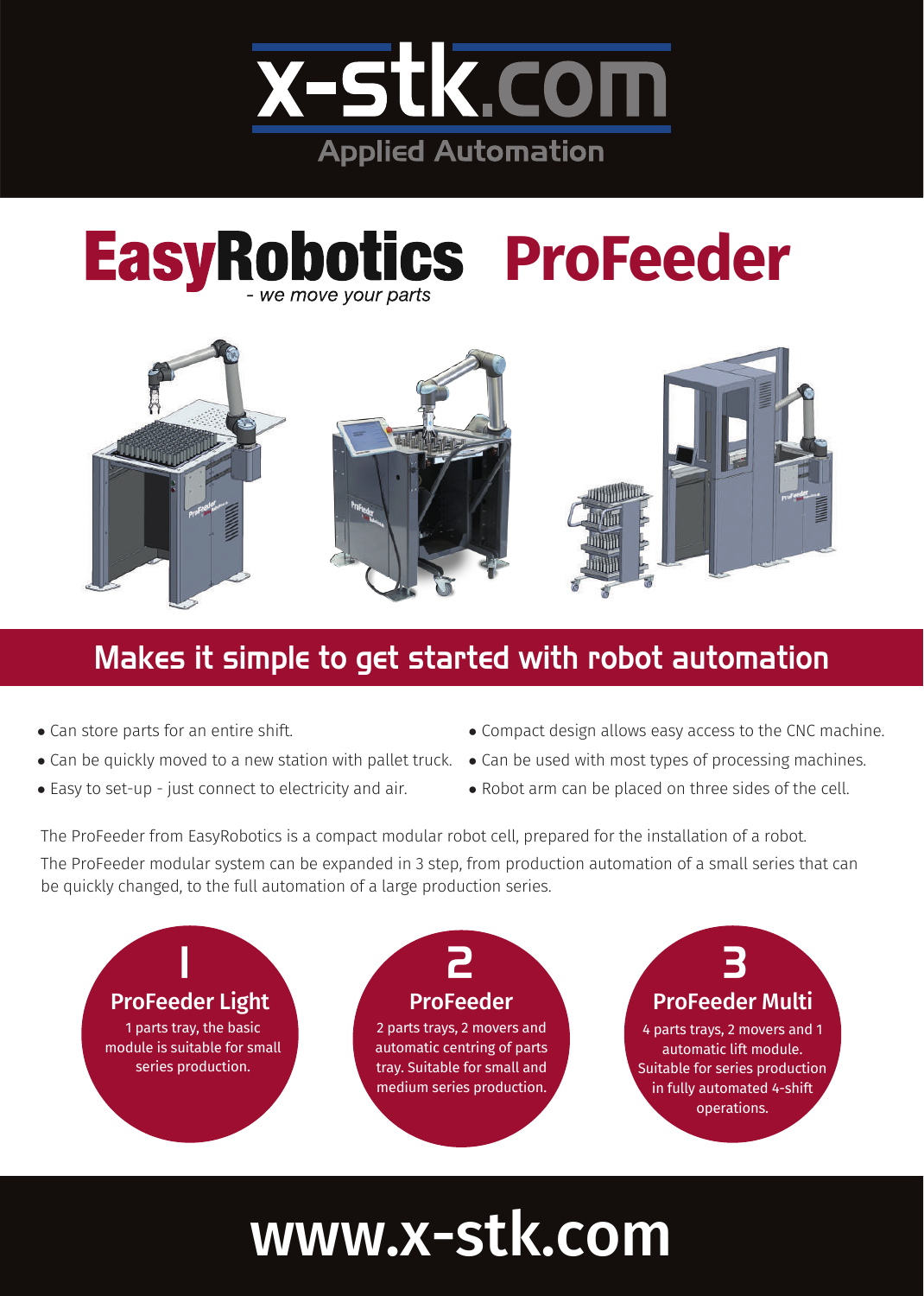# x-stk.com

Applied Automation

# EasyRobotics ProFeeder

*- we move your parts*

## Makes it simple to get started with robot automation

- Can store parts for an entire shift.
- Can be quickly moved to a new station with pallet truck.
- Easy to set-up - just connect to electricity and air.
- Compact design allows easy access to the CNC machine.
- Can be used with most types of processing machines.
- Robot arm can be placed on three sides of the cell.

The ProFeeder from EasyRobotics is a compact modular robot cell, prepared for the installation of a robot.

The ProFeeder modular system can be expanded in 3 step, from production automation of a small series that can be quickly changed, to the full automation of a large production series.

### 1 ProFeeder Light

1 parts tray, the basic module is suitable for small series production.

### 2 ProFeeder

2 parts trays, 2 movers and automatic centring of parts tray. Suitable for small and medium series production.

### 3 ProFeeder Multi

4 parts trays, 2 movers and 1 automatic lift module. Suitable for series production in fully automated 4-shift operations.

# www.x-stk.com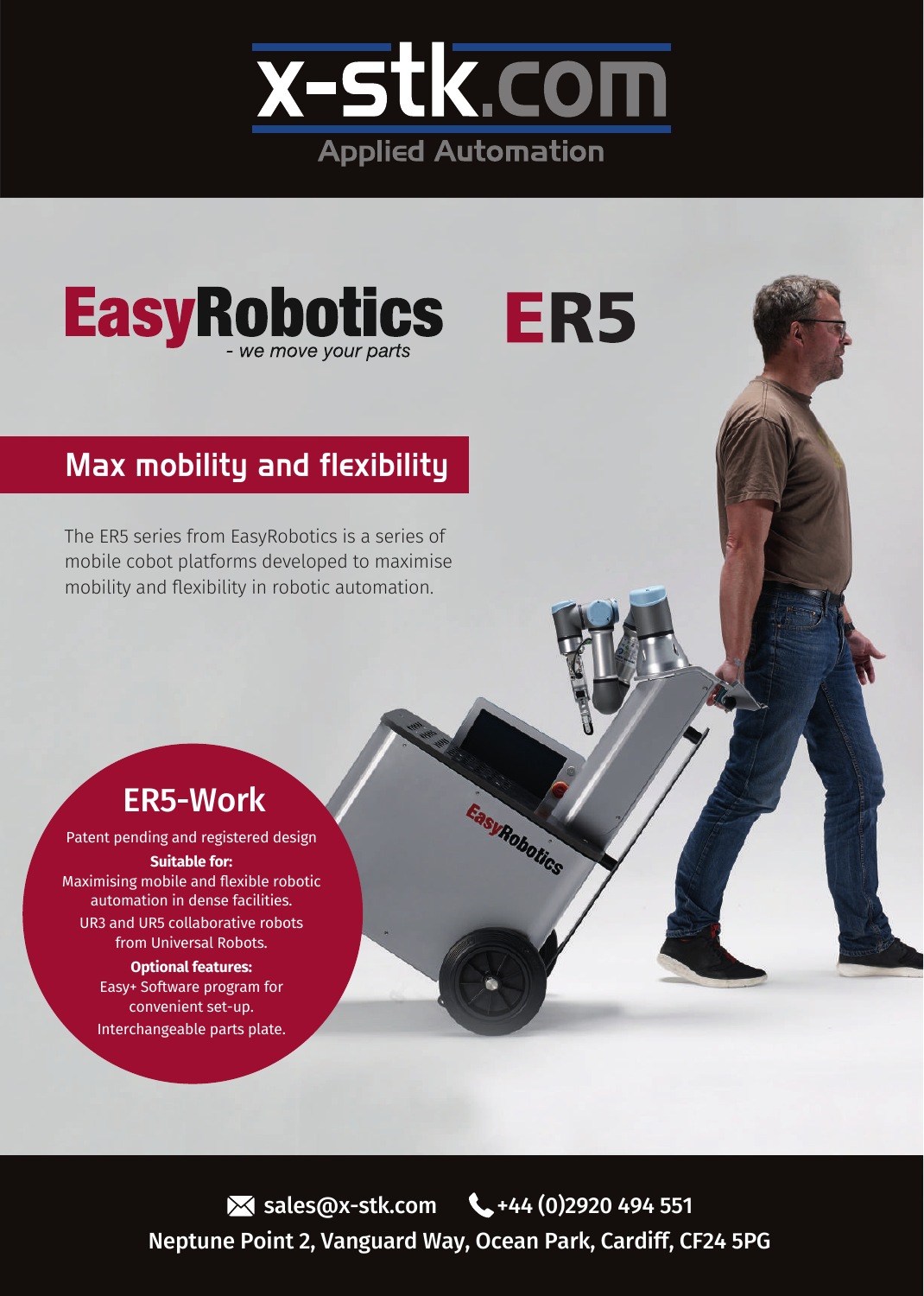# x-stk.com

Applied Automation

# EasyRobotics ER5

*- we move your parts*

## Max mobility and flexibility

The ER5 series from EasyRobotics is a series of mobile cobot platforms developed to maximise mobility and flexibility in robotic automation.

### ER5-Work

Patent pending and registered design

**Suitable for:**

Maximising mobile and flexible robotic automation in dense facilities.

UR3 and UR5 collaborative robots from Universal Robots.

**Optional features:**

Easy+ Software program for convenient set-up.

Interchangeable parts plate.

sales@x-stk.com +44 (0)2920 494 551

Neptune Point 2, Vanguard Way, Ocean Park, Cardiff, CF24 5PG